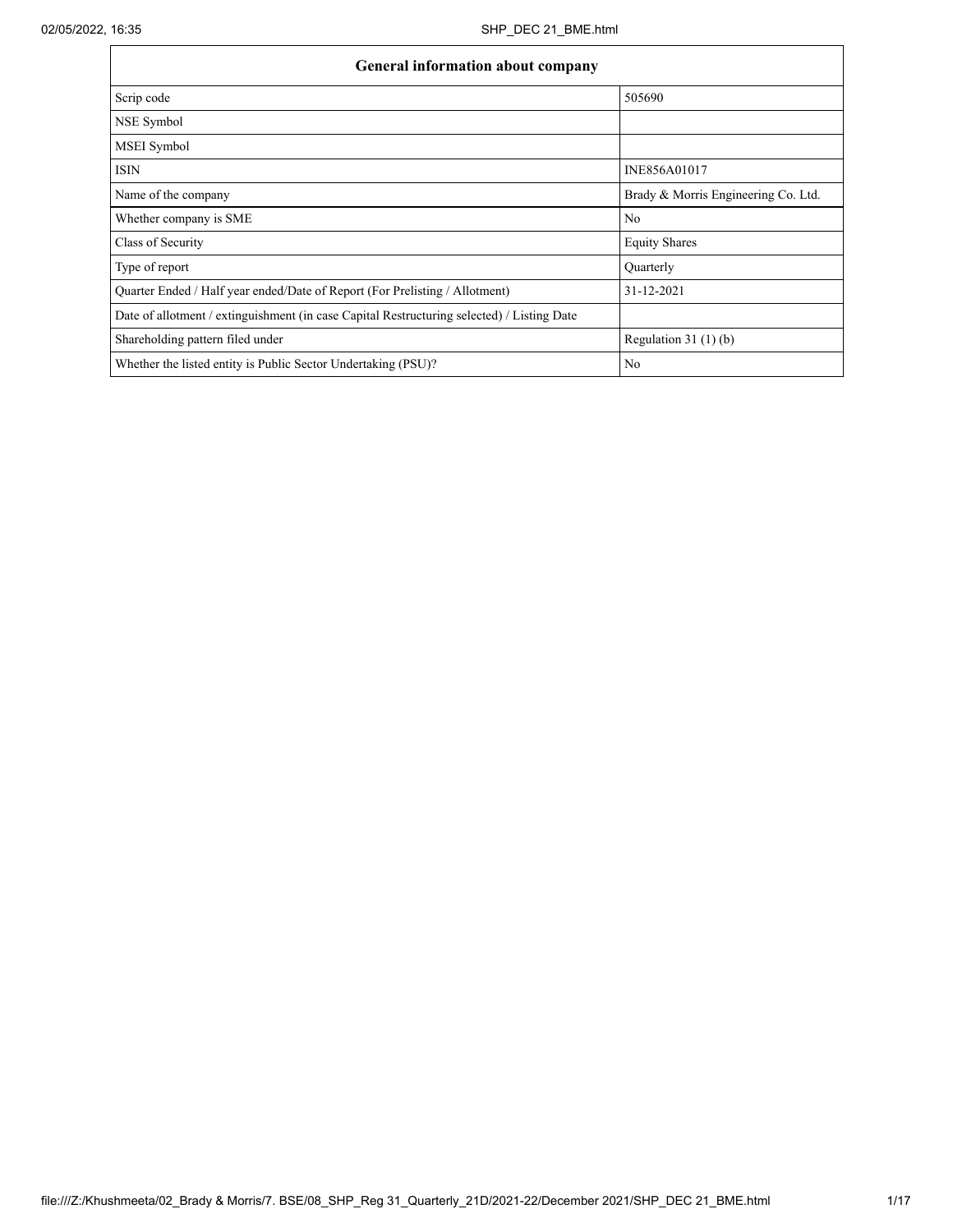| General information about company | |
|---|---|
| Scrip code | 505690 |
| NSE Symbol | |
| MSEI Symbol | |
| ISIN | INE856A01017 |
| Name of the company | Brady & Morris Engineering Co. Ltd. |
| Whether company is SME | No |
| Class of Security | Equity Shares |
| Type of report | Quarterly |
| Quarter Ended / Half year ended/Date of Report (For Prelisting / Allotment) | 31-12-2021 |
| Date of allotment / extinguishment (in case Capital Restructuring selected) / Listing Date | |
| Shareholding pattern filed under | Regulation 31 (1) (b) |
| Whether the listed entity is Public Sector Undertaking (PSU)? | No |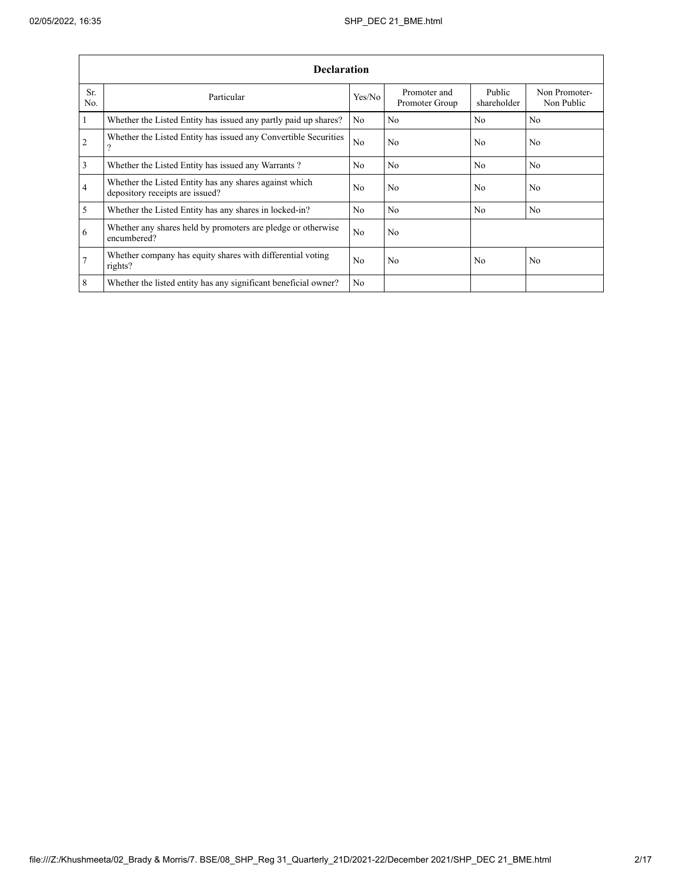| Declaration | | | | | |
|---|---|---|---|---|---|
| Sr. No. | Particular | Yes/No | Promoter and Promoter Group | Public shareholder | Non Promoter- Non Public |
| 1 | Whether the Listed Entity has issued any partly paid up shares? | No | No | No | No |
| 2 | Whether the Listed Entity has issued any Convertible Securities ? | No | No | No | No |
| 3 | Whether the Listed Entity has issued any Warrants ? | No | No | No | No |
| 4 | Whether the Listed Entity has any shares against which depository receipts are issued? | No | No | No | No |
| 5 | Whether the Listed Entity has any shares in locked-in? | No | No | No | No |
| 6 | Whether any shares held by promoters are pledge or otherwise encumbered? | No | No | | |
| 7 | Whether company has equity shares with differential voting rights? | No | No | No | No |
| 8 | Whether the listed entity has any significant beneficial owner? | No | | | |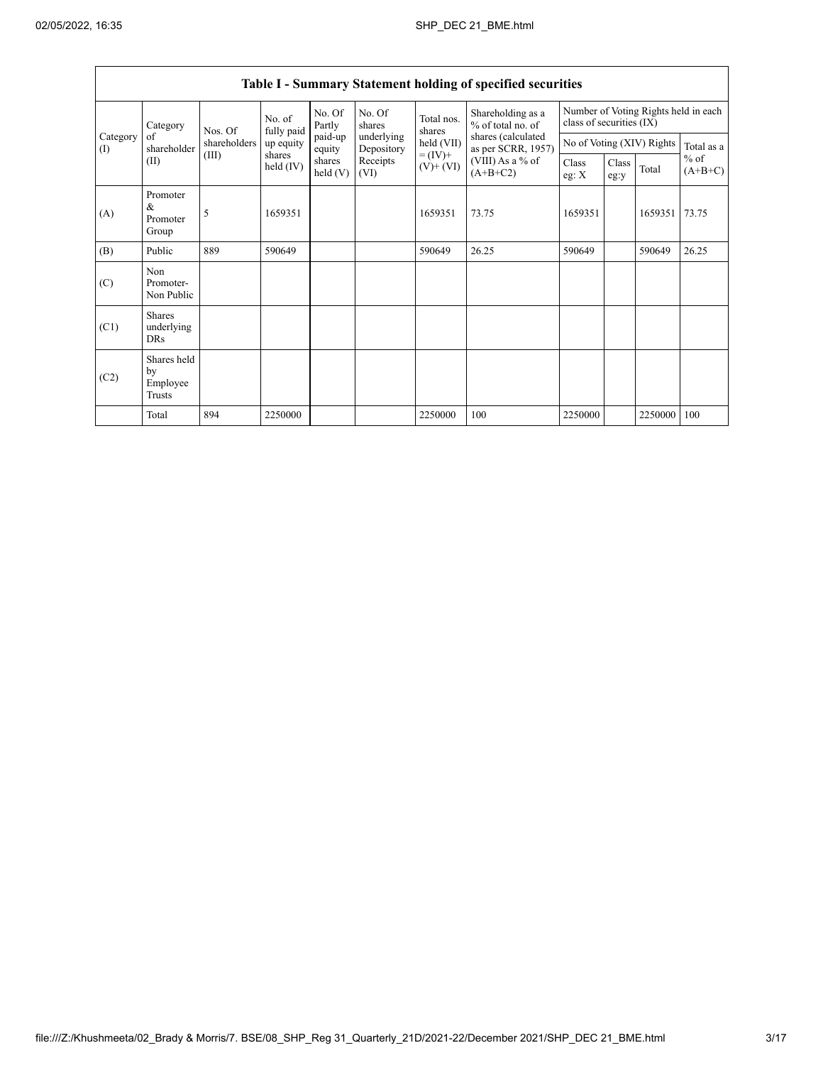| Table I - Summary Statement holding of specified securities | | | | | | | | | | | | |
|---|---|---|---|---|---|---|---|---|---|---|---|---|
| Category (I) | Category of shareholder (II) | Nos. Of shareholders (III) | No. of fully paid up equity shares held (IV) | No. Of Partly paid-up equity shares held (V) | No. Of shares underlying Depository Receipts (VI) | Total nos. shares held (VII) = (IV)+ (V)+ (VI) | Shareholding as a % of total no. of shares (calculated as per SCRR, 1957) (VIII) As a % of (A+B+C2) | Number of Voting Rights held in each class of securities (IX) | | | |
| | | | | | | | | No of Voting (XIV) Rights | | | Total as a % of (A+B+C) |
| | | | | | | | | Class eg: X | Class eg:y | Total | |
| (A) | Promoter & Promoter Group | 5 | 1659351 | | | 1659351 | 73.75 | 1659351 | | 1659351 | 73.75 |
| (B) | Public | 889 | 590649 | | | 590649 | 26.25 | 590649 | | 590649 | 26.25 |
| (C) | Non Promoter- Non Public | | | | | | | | | | |
| (C1) | Shares underlying DRs | | | | | | | | | | |
| (C2) | Shares held by Employee Trusts | | | | | | | | | | |
| | Total | 894 | 2250000 | | | 2250000 | 100 | 2250000 | | 2250000 | 100 |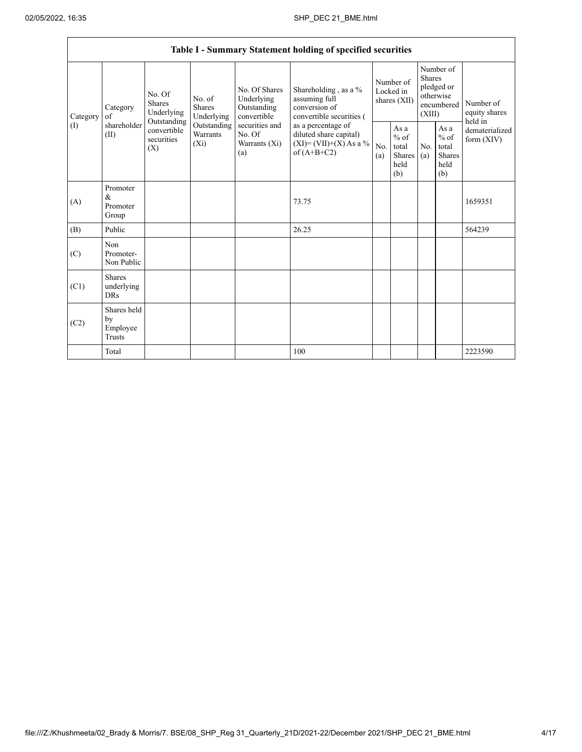## Table I - Summary Statement holding of specified securities

| Category (I) | Category of shareholder (II) | No. Of Shares Underlying Outstanding convertible securities (X) | No. of Shares Underlying Outstanding Warrants (Xi) | No. Of Shares Underlying Outstanding convertible securities and No. Of Warrants (Xi) (a) | Shareholding , as a % assuming full conversion of convertible securities ( as a percentage of diluted share capital) (XI)= (VII)+(X) As a % of (A+B+C2) | Number of Locked in shares (XII) | | Number of Shares pledged or otherwise encumbered (XIII) | | Number of equity shares held in dematerialized form (XIV) |
|---|---|---|---|---|---|---|---|---|---|---|
| | | | | | | No. (a) | As a % of total Shares held (b) | No. (a) | As a % of total Shares held (b) | |
| (A) | Promoter & Promoter Group | | | | 73.75 | | | | | 1659351 |
| (B) | Public | | | | 26.25 | | | | | 564239 |
| (C) | Non Promoter- Non Public | | | | | | | | | |
| (C1) | Shares underlying DRs | | | | | | | | | |
| (C2) | Shares held by Employee Trusts | | | | | | | | | |
| | Total | | | | 100 | | | | | 2223590 |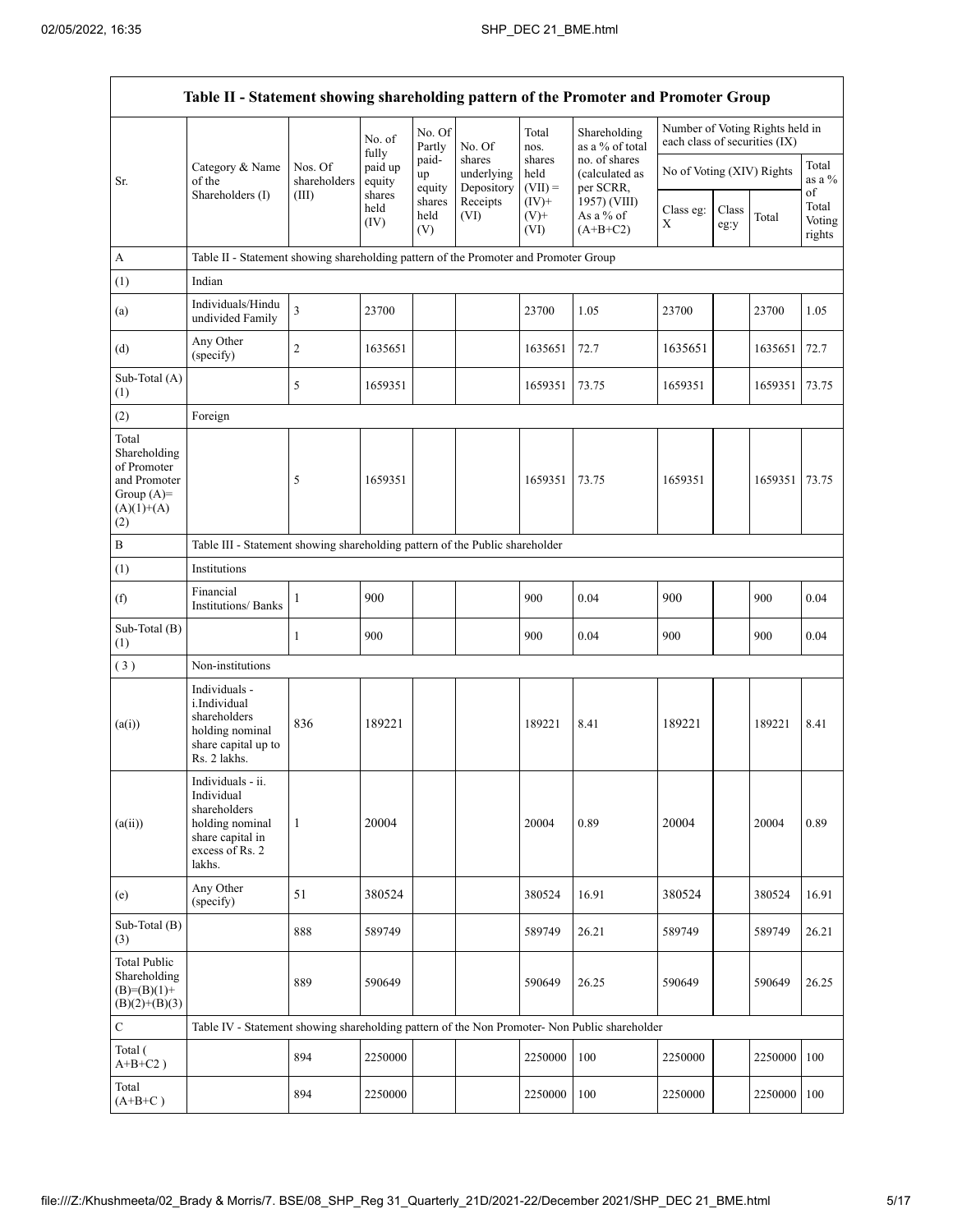| Table II - Statement showing shareholding pattern of the Promoter and Promoter Group | | | | | | | | | | | |
|---|---|---|---|---|---|---|---|---|---|---|---|
| Sr. | Category & Name of the Shareholders (I) | Nos. Of shareholders (III) | No. of fully paid up equity shares held (IV) | No. Of Partly paid-up equity shares held (V) | No. Of shares underlying Depository Receipts (VI) | Total nos. shares held (VII) = (IV)+ (V)+ (VI) | Shareholding as a % of total no. of shares (calculated as per SCRR, 1957) (VIII) As a % of (A+B+C2) | Number of Voting Rights held in each class of securities (IX) | | | |
| | | | | | | | | No of Voting (XIV) Rights | | | Total as a % of Total Voting rights |
| | | | | | | | | Class eg: X | Class eg:y | Total | |
| A | Table II - Statement showing shareholding pattern of the Promoter and Promoter Group | | | | | | | | | | |
| (1) | Indian | | | | | | | | | | |
| (a) | Individuals/Hindu undivided Family | 3 | 23700 | | | 23700 | 1.05 | 23700 | | 23700 | 1.05 |
| (d) | Any Other (specify) | 2 | 1635651 | | | 1635651 | 72.7 | 1635651 | | 1635651 | 72.7 |
| Sub-Total (A) (1) | | 5 | 1659351 | | | 1659351 | 73.75 | 1659351 | | 1659351 | 73.75 |
| (2) | Foreign | | | | | | | | | | |
| Total Shareholding of Promoter and Promoter Group (A)= (A)(1)+(A)(2) | | 5 | 1659351 | | | 1659351 | 73.75 | 1659351 | | 1659351 | 73.75 |
| B | Table III - Statement showing shareholding pattern of the Public shareholder | | | | | | | | | | |
| (1) | Institutions | | | | | | | | | | |
| (f) | Financial Institutions/ Banks | 1 | 900 | | | 900 | 0.04 | 900 | | 900 | 0.04 |
| Sub-Total (B) (1) | | 1 | 900 | | | 900 | 0.04 | 900 | | 900 | 0.04 |
| ( 3 ) | Non-institutions | | | | | | | | | | |
| (a(i)) | Individuals - i.Individual shareholders holding nominal share capital up to Rs. 2 lakhs. | 836 | 189221 | | | 189221 | 8.41 | 189221 | | 189221 | 8.41 |
| (a(ii)) | Individuals - ii. Individual shareholders holding nominal share capital in excess of Rs. 2 lakhs. | 1 | 20004 | | | 20004 | 0.89 | 20004 | | 20004 | 0.89 |
| (e) | Any Other (specify) | 51 | 380524 | | | 380524 | 16.91 | 380524 | | 380524 | 16.91 |
| Sub-Total (B) (3) | | 888 | 589749 | | | 589749 | 26.21 | 589749 | | 589749 | 26.21 |
| Total Public Shareholding (B)=(B)(1)+(B)(2)+(B)(3) | | 889 | 590649 | | | 590649 | 26.25 | 590649 | | 590649 | 26.25 |
| C | Table IV - Statement showing shareholding pattern of the Non Promoter- Non Public shareholder | | | | | | | | | | |
| Total ( A+B+C2 ) | | 894 | 2250000 | | | 2250000 | 100 | 2250000 | | 2250000 | 100 |
| Total (A+B+C ) | | 894 | 2250000 | | | 2250000 | 100 | 2250000 | | 2250000 | 100 |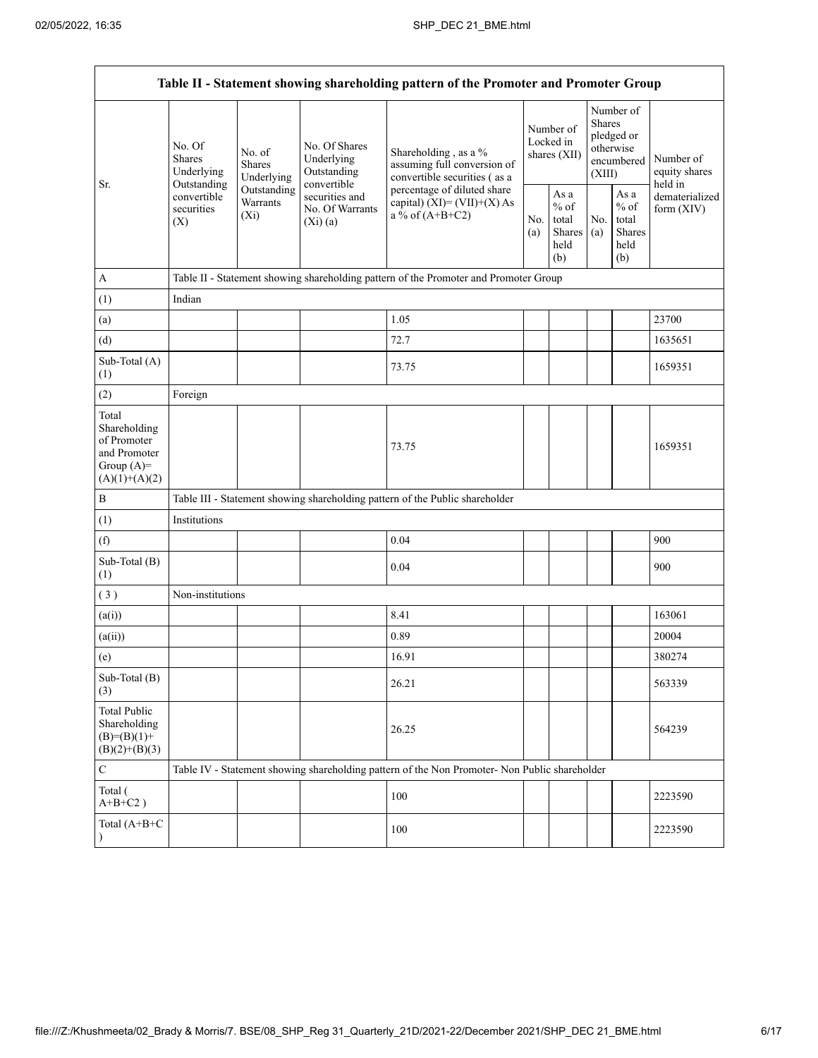| Table II - Statement showing shareholding pattern of the Promoter and Promoter Group | | | | | | | | | |
|---|---|---|---|---|---|---|---|---|---|
| Sr. | No. Of Shares Underlying Outstanding convertible securities (X) | No. of Shares Underlying Outstanding Warrants (Xi) | No. Of Shares Underlying Outstanding convertible securities and No. Of Warrants (Xi) (a) | Shareholding , as a % assuming full conversion of convertible securities ( as a percentage of diluted share capital) (XI)= (VII)+(X) As a % of (A+B+C2) | Number of Locked in shares (XII) | | Number of Shares pledged or otherwise encumbered (XIII) | | Number of equity shares held in dematerialized form (XIV) |
| | | | | | No. (a) | As a % of total Shares held (b) | No. (a) | As a % of total Shares held (b) | |
| A | Table II - Statement showing shareholding pattern of the Promoter and Promoter Group | | | | | | | | |
| (1) | Indian | | | | | | | | |
| (a) | | | | 1.05 | | | | | 23700 |
| (d) | | | | 72.7 | | | | | 1635651 |
| Sub-Total (A) (1) | | | | 73.75 | | | | | 1659351 |
| (2) | Foreign | | | | | | | | |
| Total Shareholding of Promoter and Promoter Group (A)= (A)(1)+(A)(2) | | | | 73.75 | | | | | 1659351 |
| B | Table III - Statement showing shareholding pattern of the Public shareholder | | | | | | | | |
| (1) | Institutions | | | | | | | | |
| (f) | | | | 0.04 | | | | | 900 |
| Sub-Total (B) (1) | | | | 0.04 | | | | | 900 |
| ( 3 ) | Non-institutions | | | | | | | | |
| (a(i)) | | | | 8.41 | | | | | 163061 |
| (a(ii)) | | | | 0.89 | | | | | 20004 |
| (e) | | | | 16.91 | | | | | 380274 |
| Sub-Total (B) (3) | | | | 26.21 | | | | | 563339 |
| Total Public Shareholding (B)=(B)(1)+(B)(2)+(B)(3) | | | | 26.25 | | | | | 564239 |
| C | Table IV - Statement showing shareholding pattern of the Non Promoter- Non Public shareholder | | | | | | | | |
| Total ( A+B+C2 ) | | | | 100 | | | | | 2223590 |
| Total (A+B+C ) | | | | 100 | | | | | 2223590 |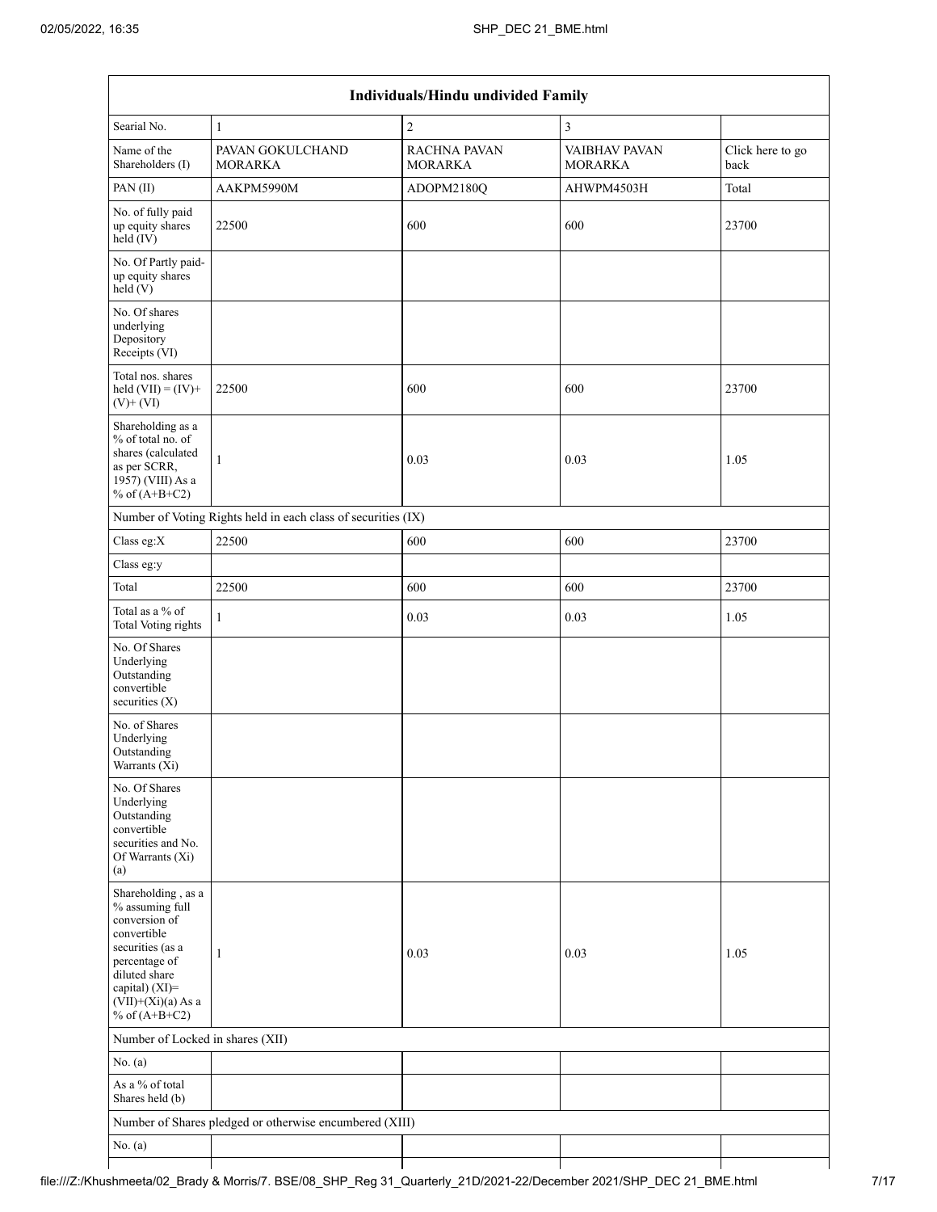| Individuals/Hindu undivided Family | | | | |
|---|---|---|---|---|
| Searial No. | 1 | 2 | 3 | |
| Name of the Shareholders (I) | PAVAN GOKULCHAND MORARKA | RACHNA PAVAN MORARKA | VAIBHAV PAVAN MORARKA | Click here to go back |
| PAN (II) | AAKPM5990M | ADOPM2180Q | AHWPM4503H | Total |
| No. of fully paid up equity shares held (IV) | 22500 | 600 | 600 | 23700 |
| No. Of Partly paid-up equity shares held (V) | | | | |
| No. Of shares underlying Depository Receipts (VI) | | | | |
| Total nos. shares held (VII) = (IV)+ (V)+ (VI) | 22500 | 600 | 600 | 23700 |
| Shareholding as a % of total no. of shares (calculated as per SCRR, 1957) (VIII) As a % of (A+B+C2) | 1 | 0.03 | 0.03 | 1.05 |
| Number of Voting Rights held in each class of securities (IX) | | | | |
| Class eg:X | 22500 | 600 | 600 | 23700 |
| Class eg:y | | | | |
| Total | 22500 | 600 | 600 | 23700 |
| Total as a % of Total Voting rights | 1 | 0.03 | 0.03 | 1.05 |
| No. Of Shares Underlying Outstanding convertible securities (X) | | | | |
| No. of Shares Underlying Outstanding Warrants (Xi) | | | | |
| No. Of Shares Underlying Outstanding convertible securities and No. Of Warrants (Xi) (a) | | | | |
| Shareholding , as a % assuming full conversion of convertible securities (as a percentage of diluted share capital) (XI)= (VII)+(Xi)(a) As a % of (A+B+C2) | 1 | 0.03 | 0.03 | 1.05 |
| Number of Locked in shares (XII) | | | | |
| No. (a) | | | | |
| As a % of total Shares held (b) | | | | |
| Number of Shares pledged or otherwise encumbered (XIII) | | | | |
| No. (a) | | | | |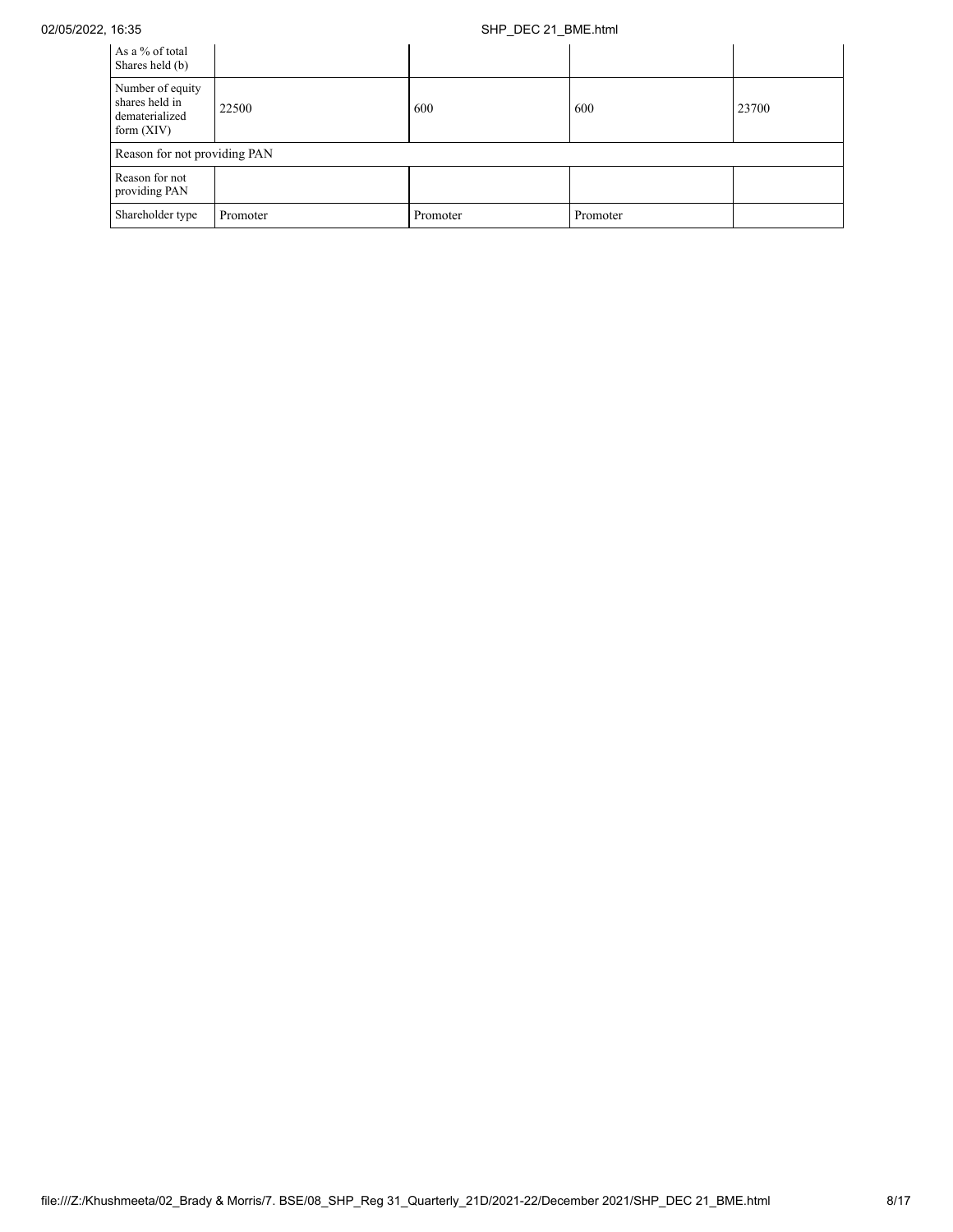| | | | | |
|---|---|---|---|---|
| As a % of total Shares held (b) | | | | |
| Number of equity shares held in dematerialized form (XIV) | 22500 | 600 | 600 | 23700 |
| Reason for not providing PAN | | | | |
| Reason for not providing PAN | | | | |
| Shareholder type | Promoter | Promoter | Promoter | |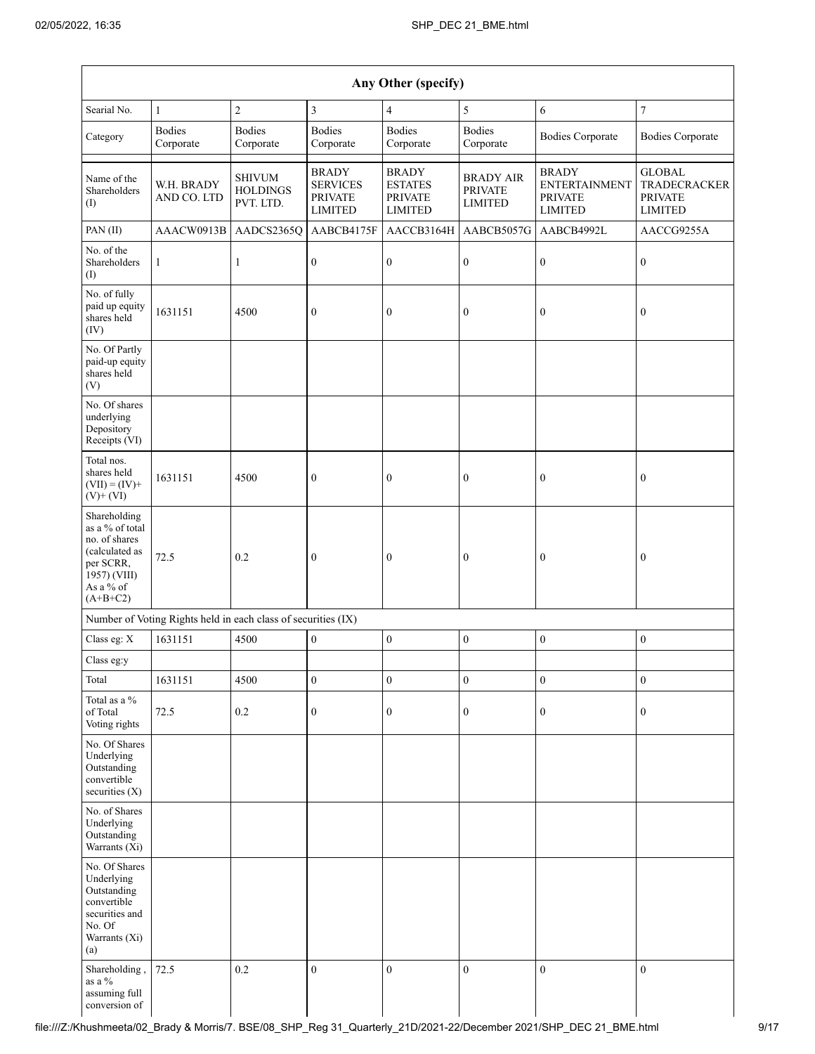| Any Other (specify) | | | | | | | |
|---|---|---|---|---|---|---|---|
| Searial No. | 1 | 2 | 3 | 4 | 5 | 6 | 7 |
| Category | Bodies Corporate | Bodies Corporate | Bodies Corporate | Bodies Corporate | Bodies Corporate | Bodies Corporate | Bodies Corporate |
| Name of the Shareholders (I) | W.H. BRADY AND CO. LTD | SHIVUM HOLDINGS PVT. LTD. | BRADY SERVICES PRIVATE LIMITED | BRADY ESTATES PRIVATE LIMITED | BRADY AIR PRIVATE LIMITED | BRADY ENTERTAINMENT PRIVATE LIMITED | GLOBAL TRADECRACKER PRIVATE LIMITED |
| PAN (II) | AAACW0913B | AADCS2365Q | AABCB4175F | AACCB3164H | AABCB5057G | AABCB4992L | AACCG9255A |
| No. of the Shareholders (I) | 1 | 1 | 0 | 0 | 0 | 0 | 0 |
| No. of fully paid up equity shares held (IV) | 1631151 | 4500 | 0 | 0 | 0 | 0 | 0 |
| No. Of Partly paid-up equity shares held (V) | | | | | | | |
| No. Of shares underlying Depository Receipts (VI) | | | | | | | |
| Total nos. shares held (VII) = (IV)+ (V)+ (VI) | 1631151 | 4500 | 0 | 0 | 0 | 0 | 0 |
| Shareholding as a % of total no. of shares (calculated as per SCRR, 1957) (VIII) As a % of (A+B+C2) | 72.5 | 0.2 | 0 | 0 | 0 | 0 | 0 |
| Number of Voting Rights held in each class of securities (IX) | | | | | | | |
| Class eg: X | 1631151 | 4500 | 0 | 0 | 0 | 0 | 0 |
| Class eg:y | | | | | | | |
| Total | 1631151 | 4500 | 0 | 0 | 0 | 0 | 0 |
| Total as a % of Total Voting rights | 72.5 | 0.2 | 0 | 0 | 0 | 0 | 0 |
| No. Of Shares Underlying Outstanding convertible securities (X) | | | | | | | |
| No. of Shares Underlying Outstanding Warrants (Xi) | | | | | | | |
| No. Of Shares Underlying Outstanding convertible securities and No. Of Warrants (Xi) (a) | | | | | | | |
| Shareholding , as a % assuming full conversion of | 72.5 | 0.2 | 0 | 0 | 0 | 0 | 0 |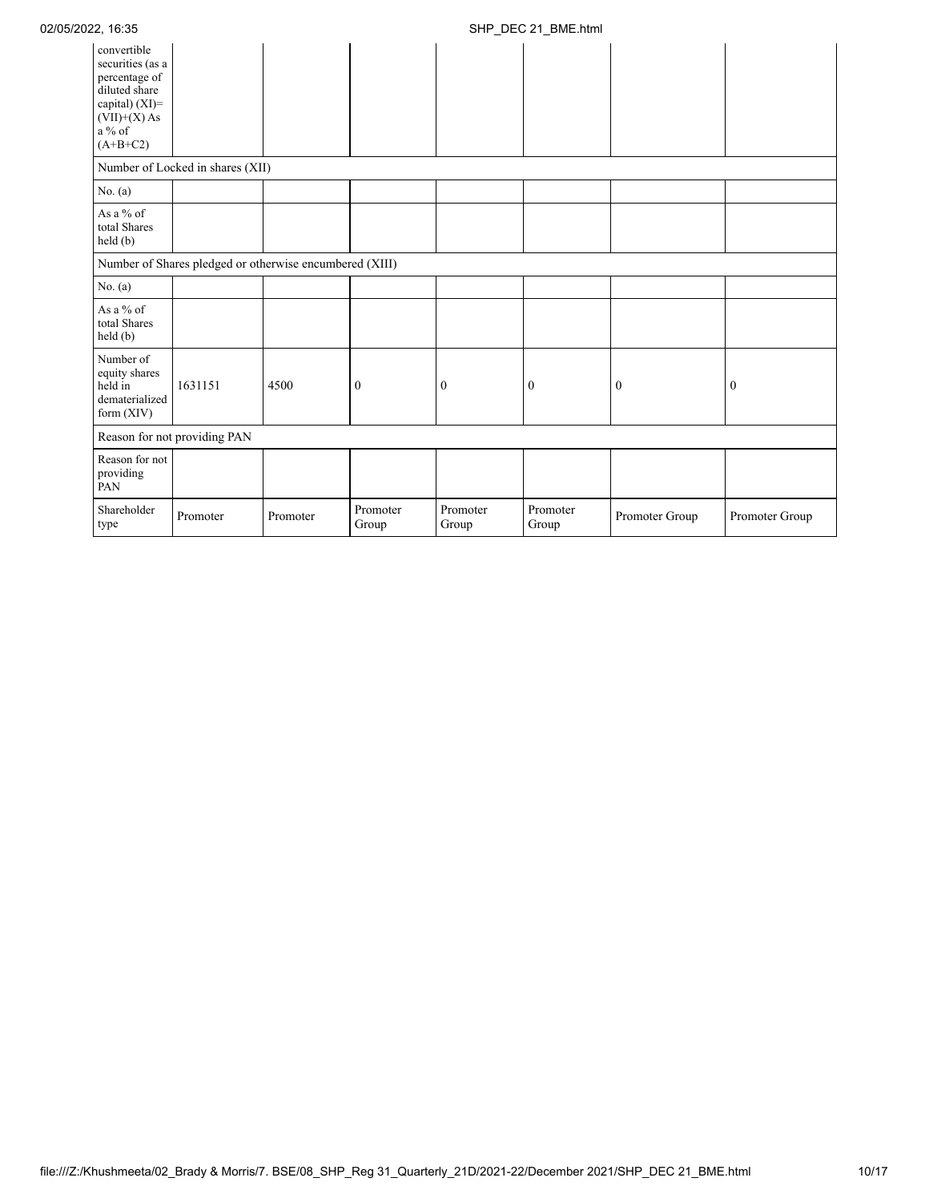| convertible securities (as a percentage of diluted share capital) (XI)= (VII)+(X) As a % of (A+B+C2) | | | | | | | |
|---|---|---|---|---|---|---|---|
| Number of Locked in shares (XII) | | | | | | | |
| No. (a) | | | | | | | |
| As a % of total Shares held (b) | | | | | | | |
| Number of Shares pledged or otherwise encumbered (XIII) | | | | | | | |
| No. (a) | | | | | | | |
| As a % of total Shares held (b) | | | | | | | |
| Number of equity shares held in dematerialized form (XIV) | 1631151 | 4500 | 0 | 0 | 0 | 0 | 0 |
| Reason for not providing PAN | | | | | | | |
| Reason for not providing PAN | | | | | | | |
| Shareholder type | Promoter | Promoter | Promoter Group | Promoter Group | Promoter Group | Promoter Group | Promoter Group |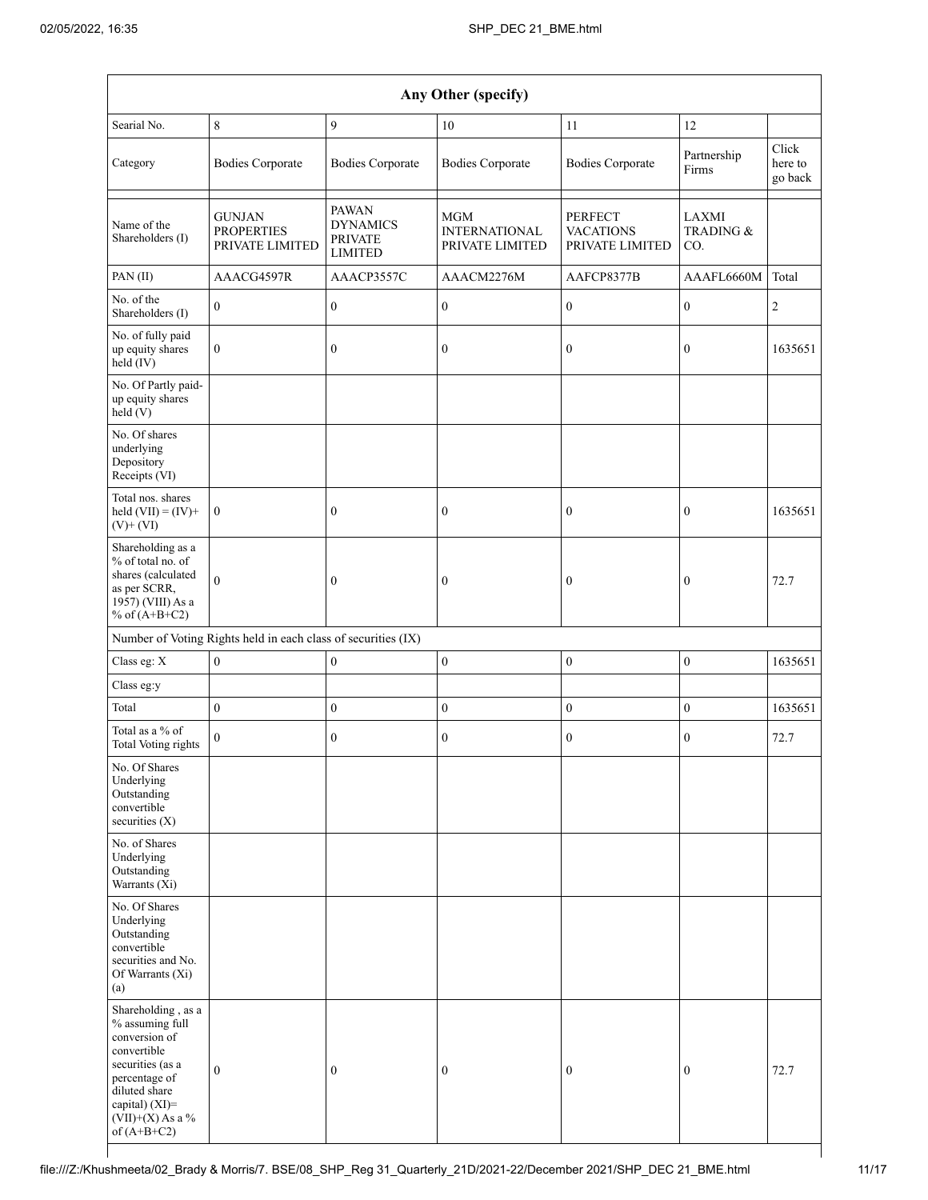| Any Other (specify) | | | | | | |
|---|---|---|---|---|---|---|
| Searial No. | 8 | 9 | 10 | 11 | 12 | |
| Category | Bodies Corporate | Bodies Corporate | Bodies Corporate | Bodies Corporate | Partnership Firms | Click here to go back |
| Name of the Shareholders (I) | GUNJAN PROPERTIES PRIVATE LIMITED | PAWAN DYNAMICS PRIVATE LIMITED | MGM INTERNATIONAL PRIVATE LIMITED | PERFECT VACATIONS PRIVATE LIMITED | LAXMI TRADING & CO. | |
| PAN (II) | AAACG4597R | AAACP3557C | AAACM2276M | AAFCP8377B | AAAFL6660M | Total |
| No. of the Shareholders (I) | 0 | 0 | 0 | 0 | 0 | 2 |
| No. of fully paid up equity shares held (IV) | 0 | 0 | 0 | 0 | 0 | 1635651 |
| No. Of Partly paid-up equity shares held (V) | | | | | | |
| No. Of shares underlying Depository Receipts (VI) | | | | | | |
| Total nos. shares held (VII) = (IV)+ (V)+ (VI) | 0 | 0 | 0 | 0 | 0 | 1635651 |
| Shareholding as a % of total no. of shares (calculated as per SCRR, 1957) (VIII) As a % of (A+B+C2) | 0 | 0 | 0 | 0 | 0 | 72.7 |
| Number of Voting Rights held in each class of securities (IX) | | | | | | |
| Class eg: X | 0 | 0 | 0 | 0 | 0 | 1635651 |
| Class eg:y | | | | | | |
| Total | 0 | 0 | 0 | 0 | 0 | 1635651 |
| Total as a % of Total Voting rights | 0 | 0 | 0 | 0 | 0 | 72.7 |
| No. Of Shares Underlying Outstanding convertible securities (X) | | | | | | |
| No. of Shares Underlying Outstanding Warrants (Xi) | | | | | | |
| No. Of Shares Underlying Outstanding convertible securities and No. Of Warrants (Xi) (a) | | | | | | |
| Shareholding , as a % assuming full conversion of convertible securities (as a percentage of diluted share capital) (XI)= (VII)+(X) As a % of (A+B+C2) | 0 | 0 | 0 | 0 | 0 | 72.7 |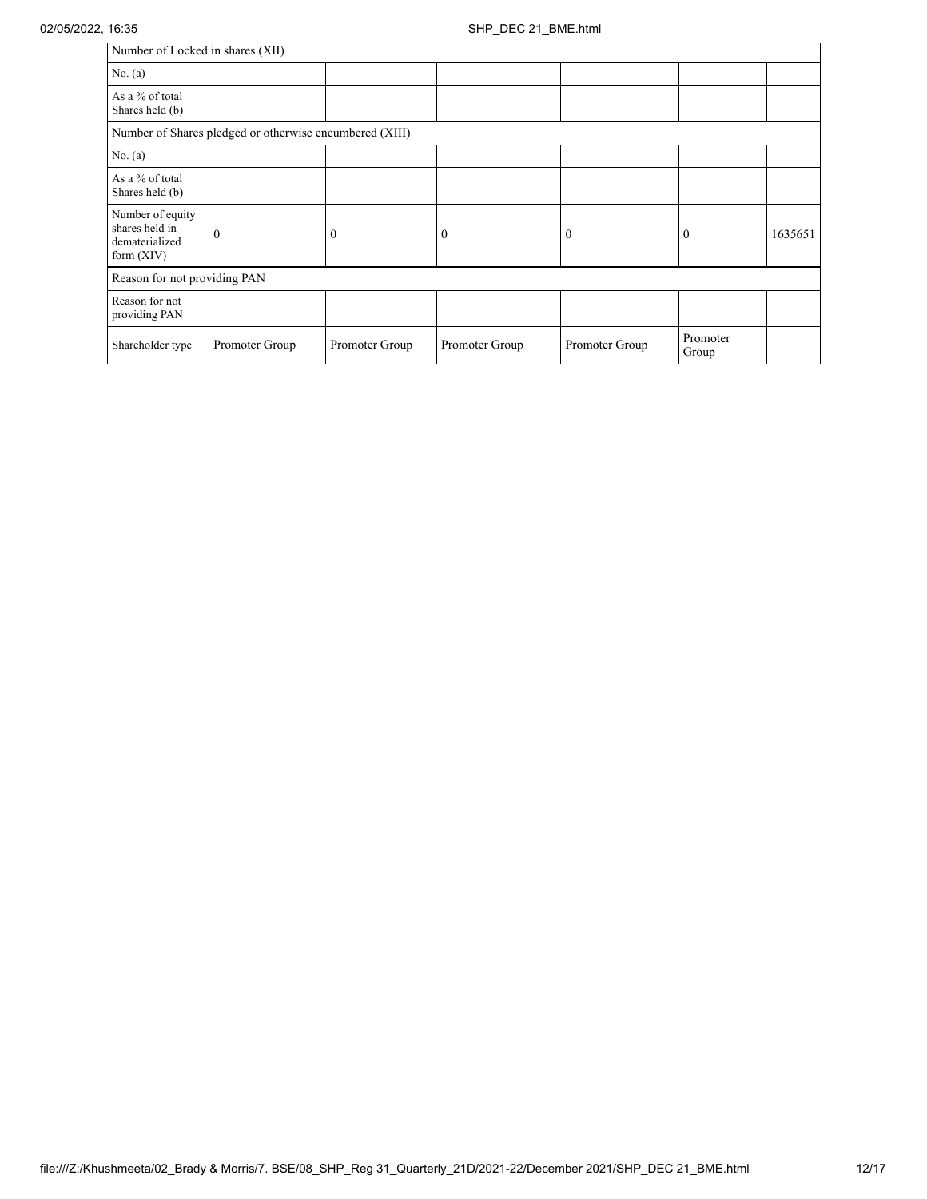| Number of Locked in shares (XII) | | | | | | |
|---|---|---|---|---|---|---|
| No. (a) | | | | | | |
| As a % of total Shares held (b) | | | | | | |
| Number of Shares pledged or otherwise encumbered (XIII) | | | | | | |
| No. (a) | | | | | | |
| As a % of total Shares held (b) | | | | | | |
| Number of equity shares held in dematerialized form (XIV) | 0 | 0 | 0 | 0 | 0 | 1635651 |
| Reason for not providing PAN | | | | | | |
| Reason for not providing PAN | | | | | | |
| Shareholder type | Promoter Group | Promoter Group | Promoter Group | Promoter Group | Promoter Group | |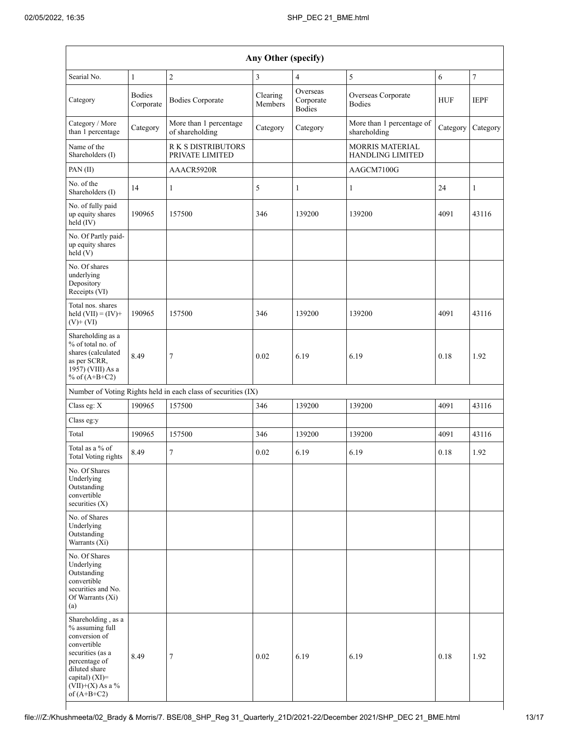| Any Other (specify) | | | | | | | |
|---|---|---|---|---|---|---|---|
| Searial No. | 1 | 2 | 3 | 4 | 5 | 6 | 7 |
| Category | Bodies Corporate | Bodies Corporate | Clearing Members | Overseas Corporate Bodies | Overseas Corporate Bodies | HUF | IEPF |
| Category / More than 1 percentage | Category | More than 1 percentage of shareholding | Category | Category | More than 1 percentage of shareholding | Category | Category |
| Name of the Shareholders (I) | | R K S DISTRIBUTORS PRIVATE LIMITED | | | MORRIS MATERIAL HANDLING LIMITED | | |
| PAN (II) | | AAACR5920R | | | AAGCM7100G | | |
| No. of the Shareholders (I) | 14 | 1 | 5 | 1 | 1 | 24 | 1 |
| No. of fully paid up equity shares held (IV) | 190965 | 157500 | 346 | 139200 | 139200 | 4091 | 43116 |
| No. Of Partly paid-up equity shares held (V) | | | | | | | |
| No. Of shares underlying Depository Receipts (VI) | | | | | | | |
| Total nos. shares held (VII) = (IV)+(V)+ (VI) | 190965 | 157500 | 346 | 139200 | 139200 | 4091 | 43116 |
| Shareholding as a % of total no. of shares (calculated as per SCRR, 1957) (VIII) As a % of (A+B+C2) | 8.49 | 7 | 0.02 | 6.19 | 6.19 | 0.18 | 1.92 |
| Number of Voting Rights held in each class of securities (IX) | | | | | | | |
| Class eg: X | 190965 | 157500 | 346 | 139200 | 139200 | 4091 | 43116 |
| Class eg:y | | | | | | | |
| Total | 190965 | 157500 | 346 | 139200 | 139200 | 4091 | 43116 |
| Total as a % of Total Voting rights | 8.49 | 7 | 0.02 | 6.19 | 6.19 | 0.18 | 1.92 |
| No. Of Shares Underlying Outstanding convertible securities (X) | | | | | | | |
| No. of Shares Underlying Outstanding Warrants (Xi) | | | | | | | |
| No. Of Shares Underlying Outstanding convertible securities and No. Of Warrants (Xi) (a) | | | | | | | |
| Shareholding , as a % assuming full conversion of convertible securities (as a percentage of diluted share capital) (XI)= (VII)+(X) As a % of (A+B+C2) | 8.49 | 7 | 0.02 | 6.19 | 6.19 | 0.18 | 1.92 |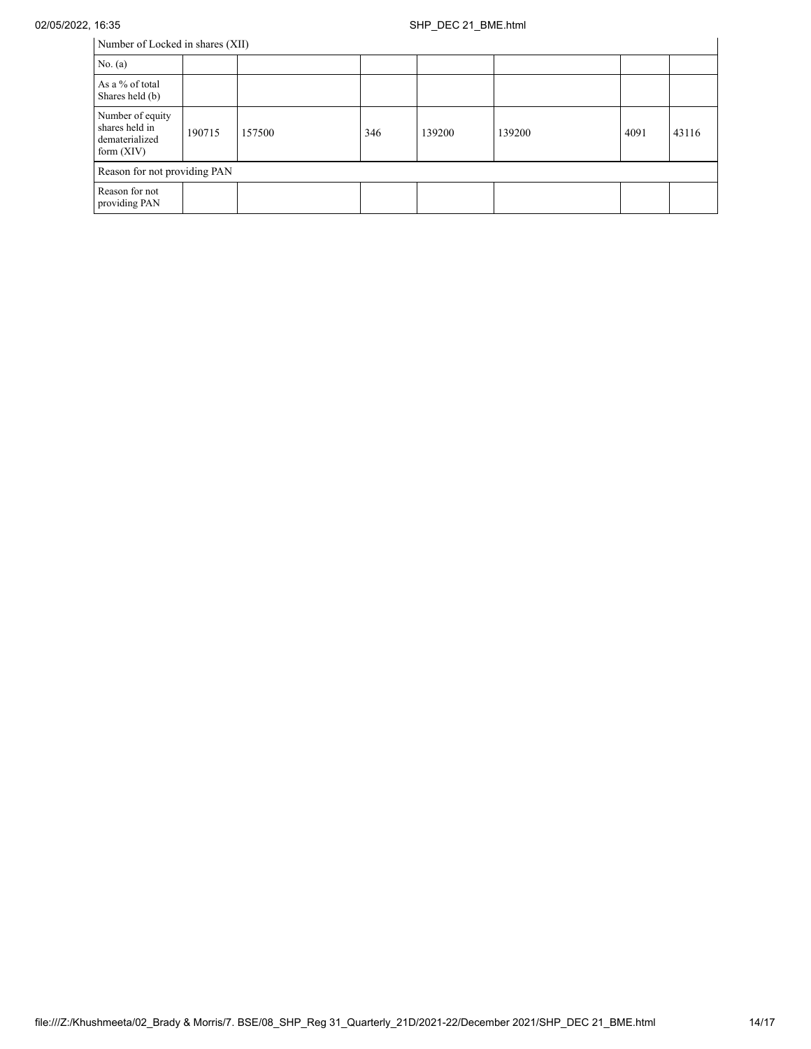| Number of Locked in shares (XII) | | | | | | | |
|---|---|---|---|---|---|---|---|
| No. (a) | | | | | | | |
| As a % of total Shares held (b) | | | | | | | |
| Number of equity shares held in dematerialized form (XIV) | 190715 | 157500 | 346 | 139200 | 139200 | 4091 | 43116 |
| Reason for not providing PAN | | | | | | | |
| Reason for not providing PAN | | | | | | | |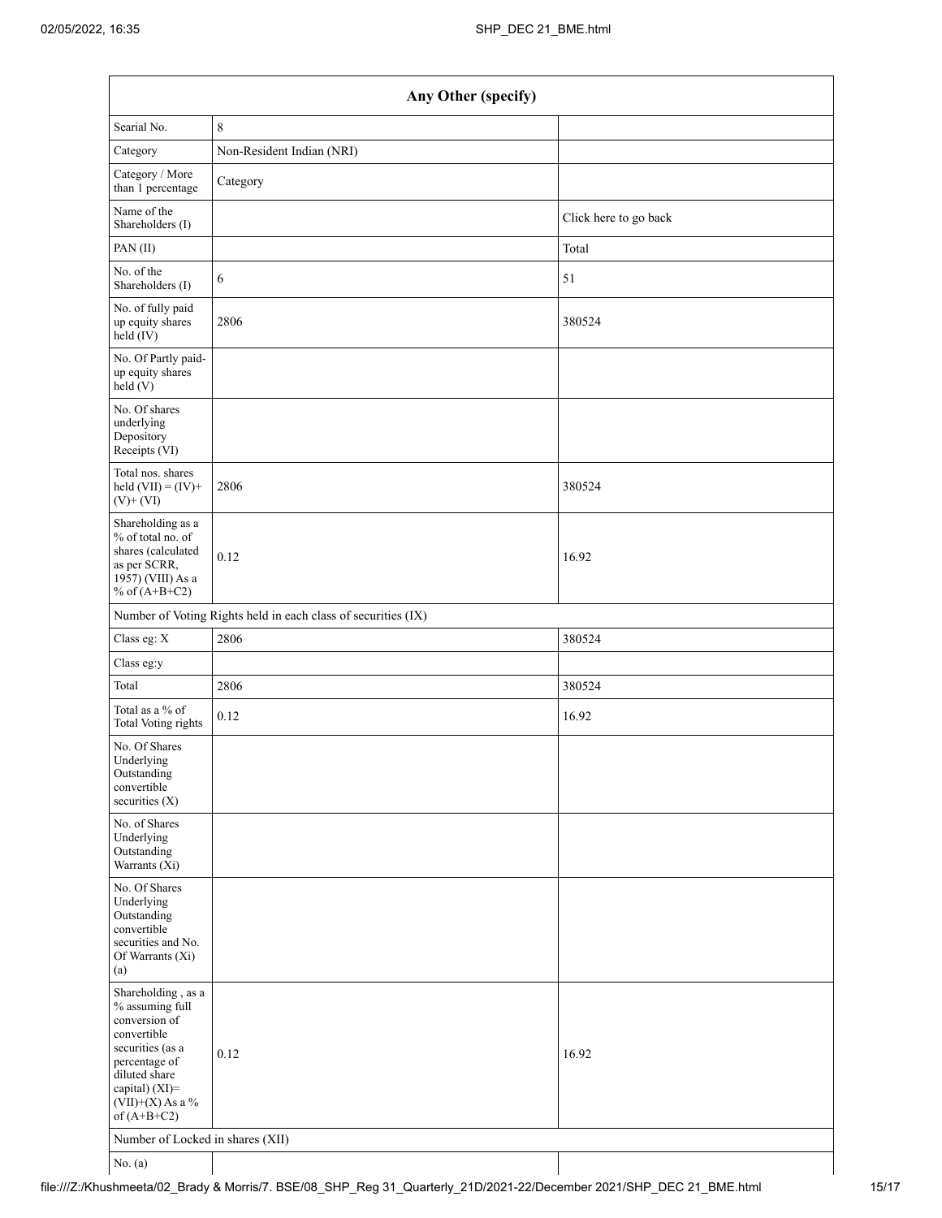| Any Other (specify) | | |
|---|---|---|
| Searial No. | 8 | |
| Category | Non-Resident Indian (NRI) | |
| Category / More than 1 percentage | Category | |
| Name of the Shareholders (I) | | Click here to go back |
| PAN (II) | | Total |
| No. of the Shareholders (I) | 6 | 51 |
| No. of fully paid up equity shares held (IV) | 2806 | 380524 |
| No. Of Partly paid-up equity shares held (V) | | |
| No. Of shares underlying Depository Receipts (VI) | | |
| Total nos. shares held (VII) = (IV)+ (V)+ (VI) | 2806 | 380524 |
| Shareholding as a % of total no. of shares (calculated as per SCRR, 1957) (VIII) As a % of (A+B+C2) | 0.12 | 16.92 |
| Number of Voting Rights held in each class of securities (IX) | | |
| Class eg: X | 2806 | 380524 |
| Class eg:y | | |
| Total | 2806 | 380524 |
| Total as a % of Total Voting rights | 0.12 | 16.92 |
| No. Of Shares Underlying Outstanding convertible securities (X) | | |
| No. of Shares Underlying Outstanding Warrants (Xi) | | |
| No. Of Shares Underlying Outstanding convertible securities and No. Of Warrants (Xi) (a) | | |
| Shareholding , as a % assuming full conversion of convertible securities (as a percentage of diluted share capital) (XI)= (VII)+(X) As a % of (A+B+C2) | 0.12 | 16.92 |
| Number of Locked in shares (XII) | | |
| No. (a) | | |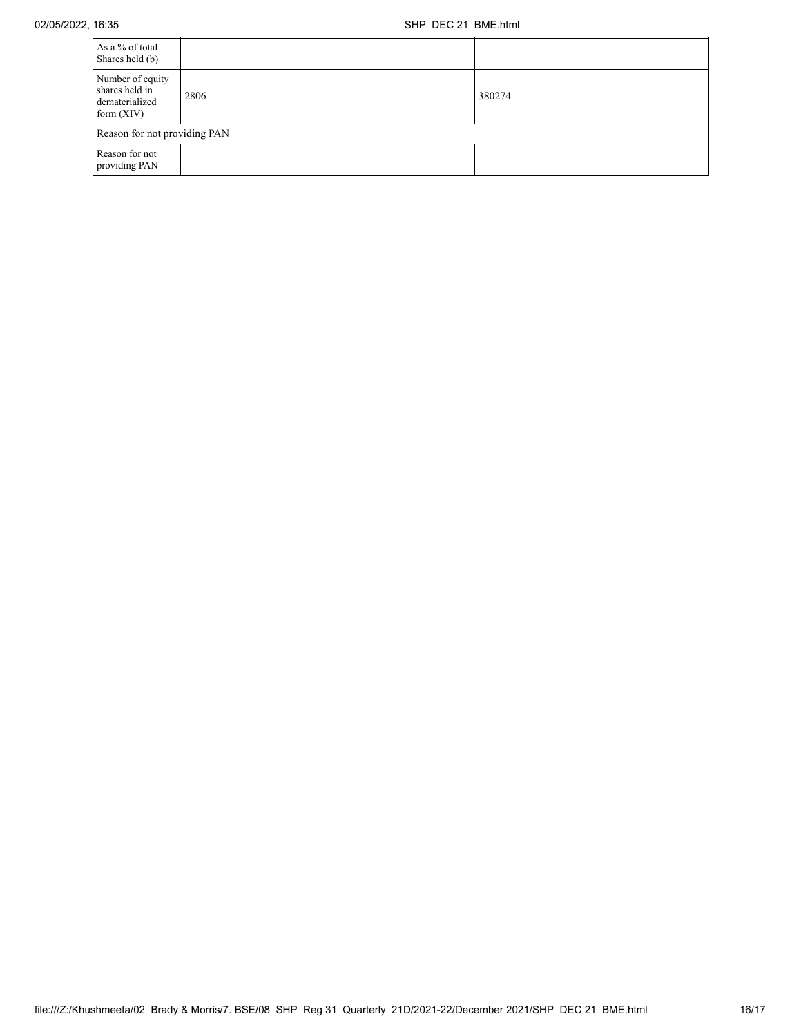| As a % of total Shares held (b) | | |
|---|---|---|
| Number of equity shares held in dematerialized form (XIV) | 2806 | 380274 |
| Reason for not providing PAN | | |
| Reason for not providing PAN | | |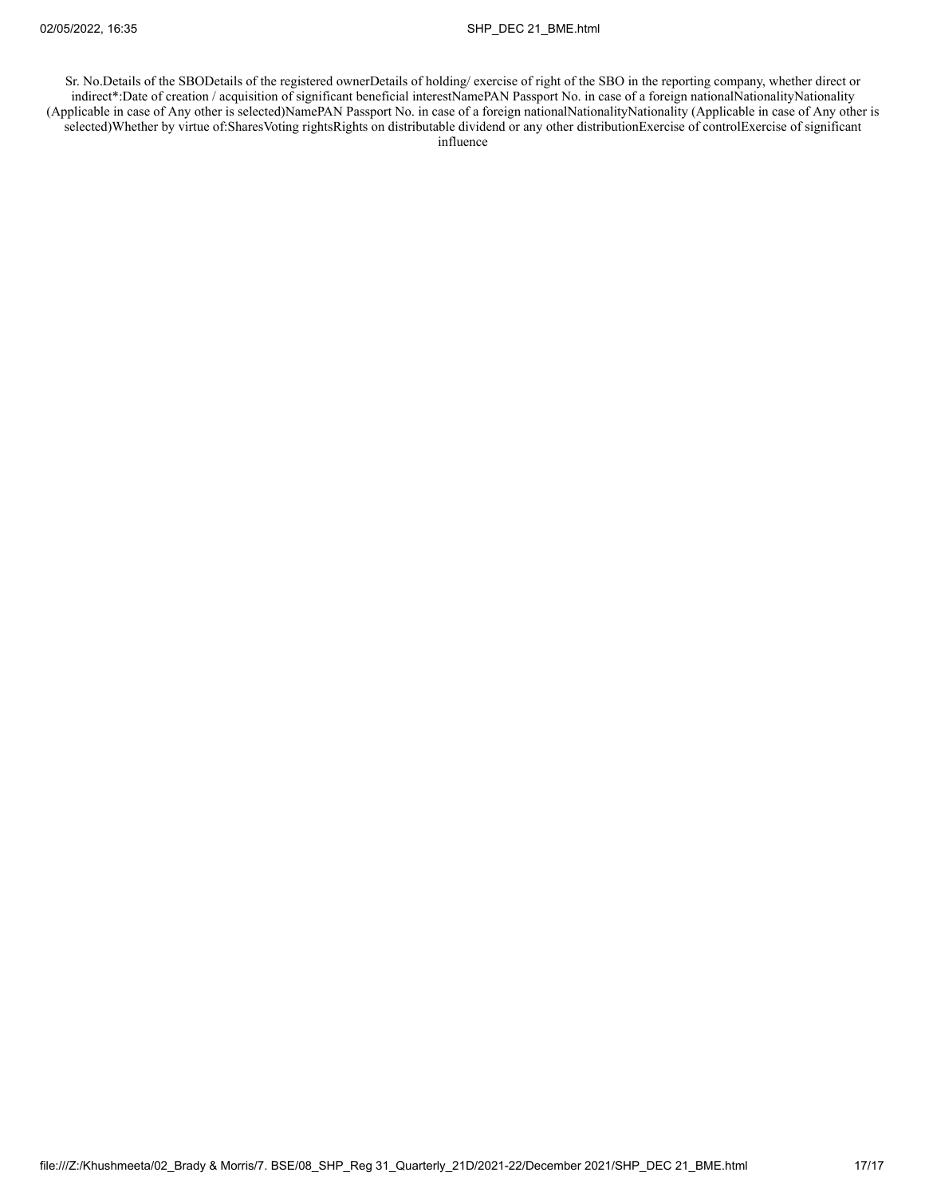Sr. No.Details of the SBODetails of the registered ownerDetails of holding/ exercise of right of the SBO in the reporting company, whether direct or indirect*:Date of creation / acquisition of significant beneficial interestNamePAN Passport No. in case of a foreign nationalNationalityNationality (Applicable in case of Any other is selected)NamePAN Passport No. in case of a foreign nationalNationalityNationality (Applicable in case of Any other is selected)Whether by virtue of:SharesVoting rightsRights on distributable dividend or any other distributionExercise of controlExercise of significant influence